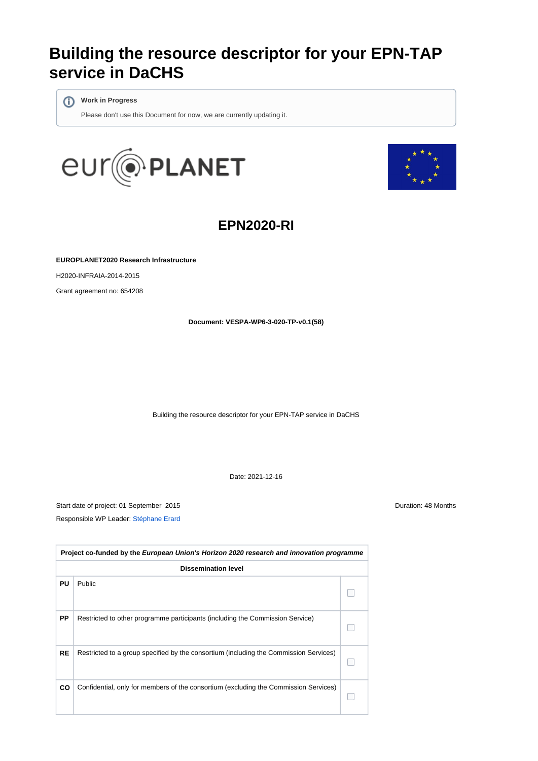# Building the resource descriptor for your EPN-TAP service in DaCHS

**Work in Progress**

Please don't use this Document for now, we are currently updating it.

## EPN2020-RI

**EUROPLANET2020 Research Infrastructure**

H2020-INFRAIA-2014-2015

Grant agreement no: 654208

**Document: VESPA-WP6-3-020-TP-v0.1(58)**

Building the resource descriptor for your EPN-TAP service in DaCHS

Date: 2021-12-16

Start date of project: 01 September 2015

Duration: 48 Months

Responsible WP Leader: Stéphane Erard

| Project co-funded by the *European Union's Horizon 2020 research and innovation programme* | | |
|---|---|---|
| **Dissemination level** | | |
| **PU** | Public | ☐ |
| **PP** | Restricted to other programme participants (including the Commission Service) | ☐ |
| **RE** | Restricted to a group specified by the consortium (including the Commission Services) | ☐ |
| **CO** | Confidential, only for members of the consortium (excluding the Commission Services) | ☐ |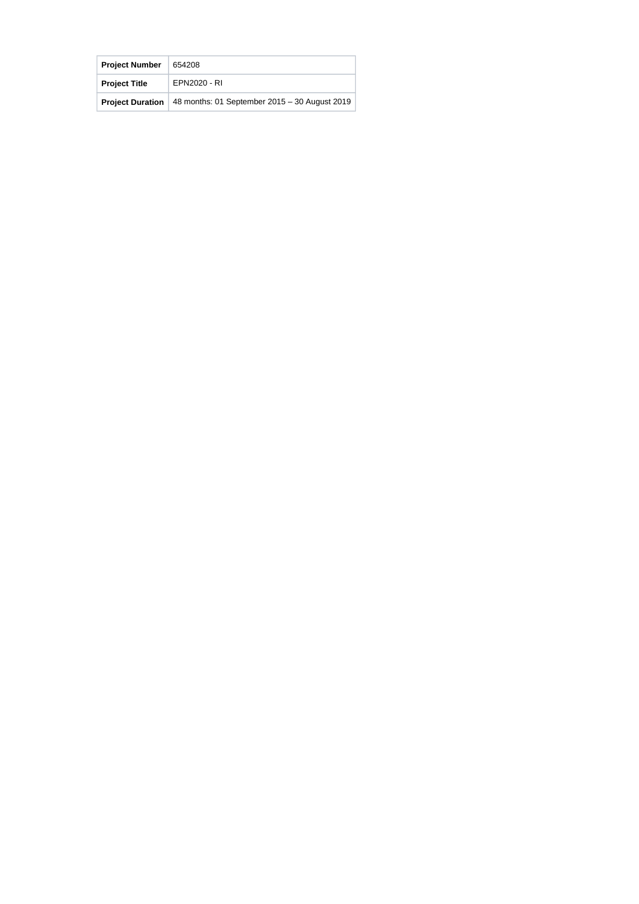| Project Number | 654208 |
| --- | --- |
| Project Title | EPN2020 - RI |
| Project Duration | 48 months: 01 September 2015 – 30 August 2019 |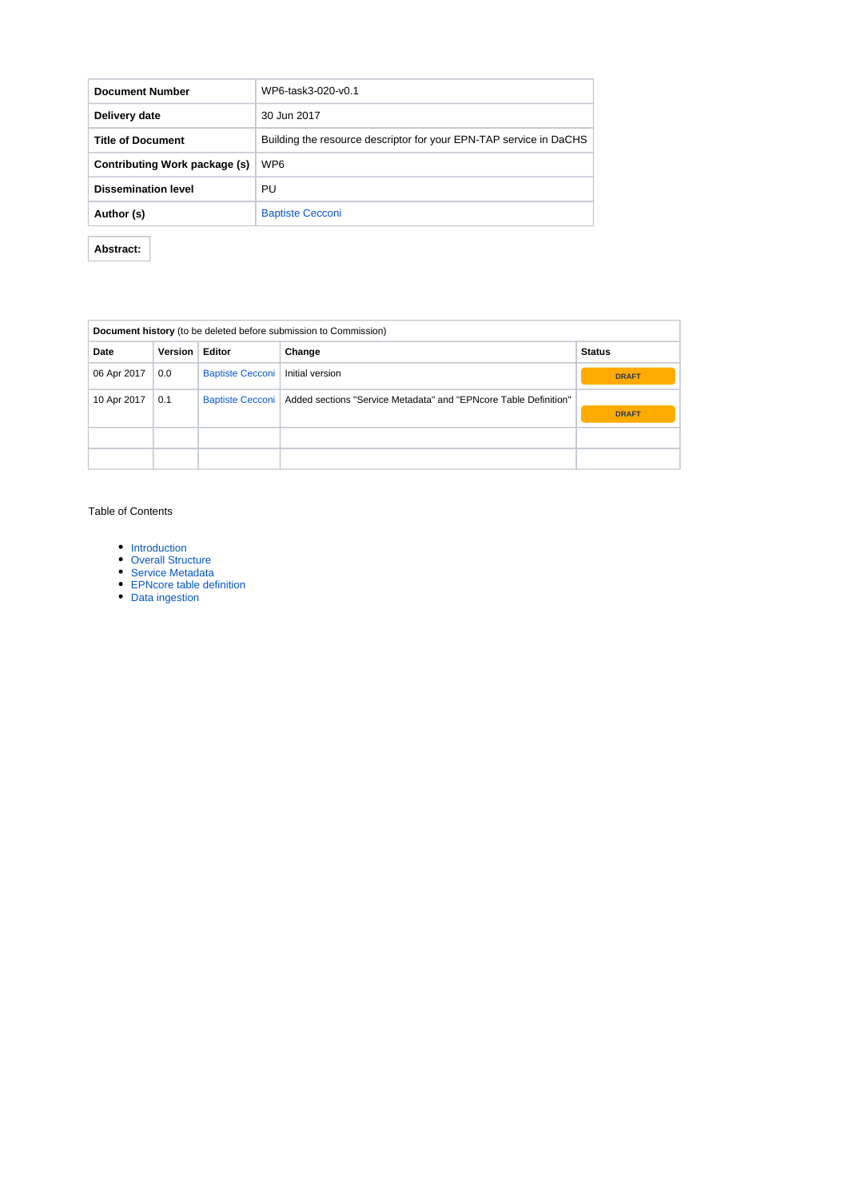| **Document Number** | WP6-task3-020-v0.1 |
|---|---|
| **Delivery date** | 30 Jun 2017 |
| **Title of Document** | Building the resource descriptor for your EPN-TAP service in DaCHS |
| **Contributing Work package (s)** | WP6 |
| **Dissemination level** | PU |
| **Author (s)** | Baptiste Cecconi |

**Abstract:**

| **Document history** (to be deleted before submission to Commission) | | | | |
|---|---|---|---|---|
| **Date** | **Version** | **Editor** | **Change** | **Status** |
| 06 Apr 2017 | 0.0 | Baptiste Cecconi | Initial version | DRAFT |
| 10 Apr 2017 | 0.1 | Baptiste Cecconi | Added sections "Service Metadata" and "EPNcore Table Definition" | DRAFT |
| | | | | |
| | | | | |

Table of Contents

- Introduction
- Overall Structure
- Service Metadata
- EPNcore table definition
- Data ingestion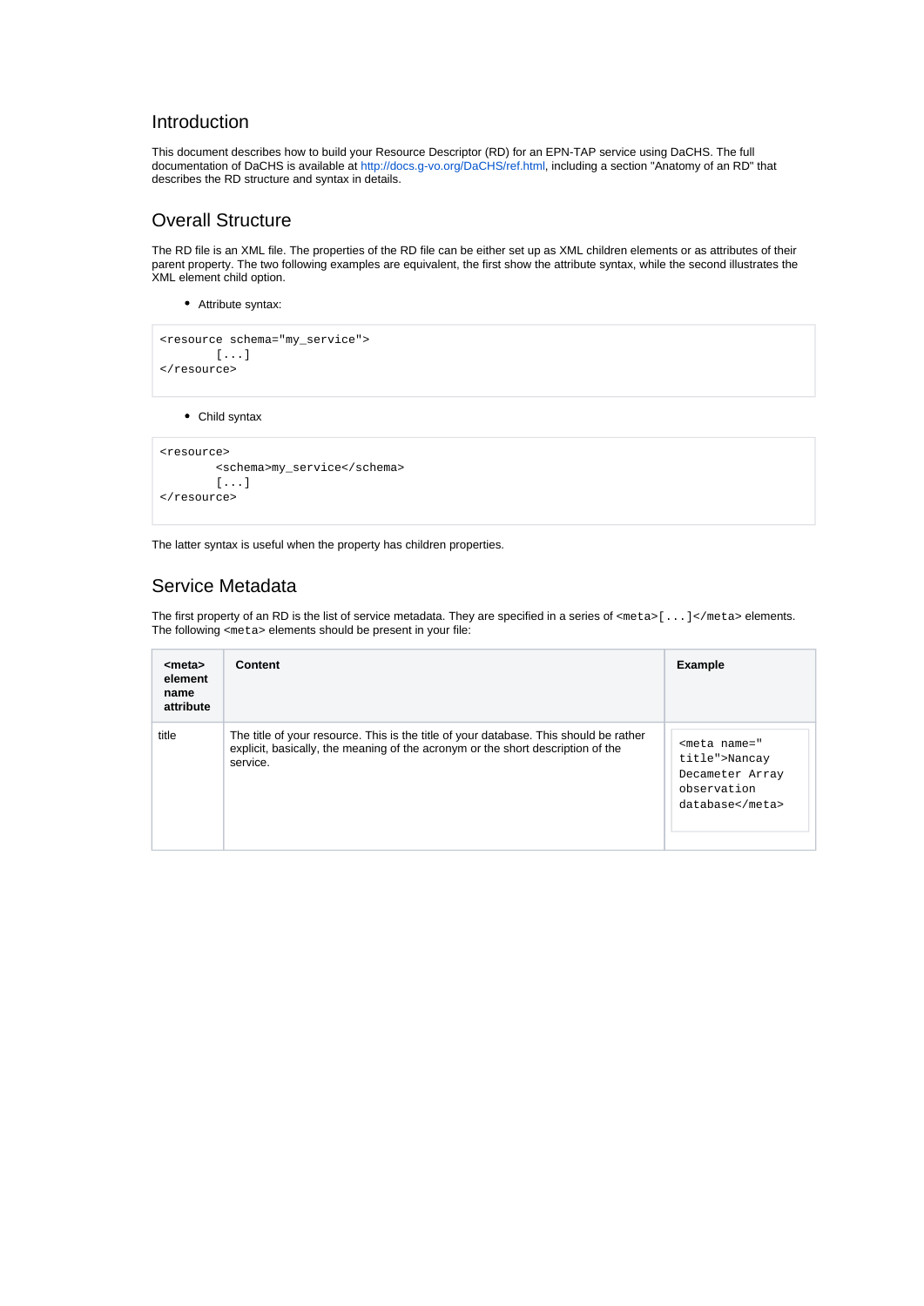## Introduction

This document describes how to build your Resource Descriptor (RD) for an EPN-TAP service using DaCHS. The full documentation of DaCHS is available at http://docs.g-vo.org/DaCHS/ref.html, including a section "Anatomy of an RD" that describes the RD structure and syntax in details.

## Overall Structure

The RD file is an XML file. The properties of the RD file can be either set up as XML children elements or as attributes of their parent property. The two following examples are equivalent, the first show the attribute syntax, while the second illustrates the XML element child option.

- Attribute syntax:

```
<resource schema="my_service">
        [...]
</resource>
```

- Child syntax

```
<resource>
        <schema>my_service</schema>
        [...]
</resource>
```

The latter syntax is useful when the property has children properties.

## Service Metadata

The first property of an RD is the list of service metadata. They are specified in a series of `<meta>[...]</meta>` elements. The following `<meta>` elements should be present in your file:

| **<meta> element name attribute** | **Content** | **Example** |
|---|---|---|
| title | The title of your resource. This is the title of your database. This should be rather explicit, basically, the meaning of the acronym or the short description of the service. | `<meta name="title">Nancay Decameter Array observation database</meta>` |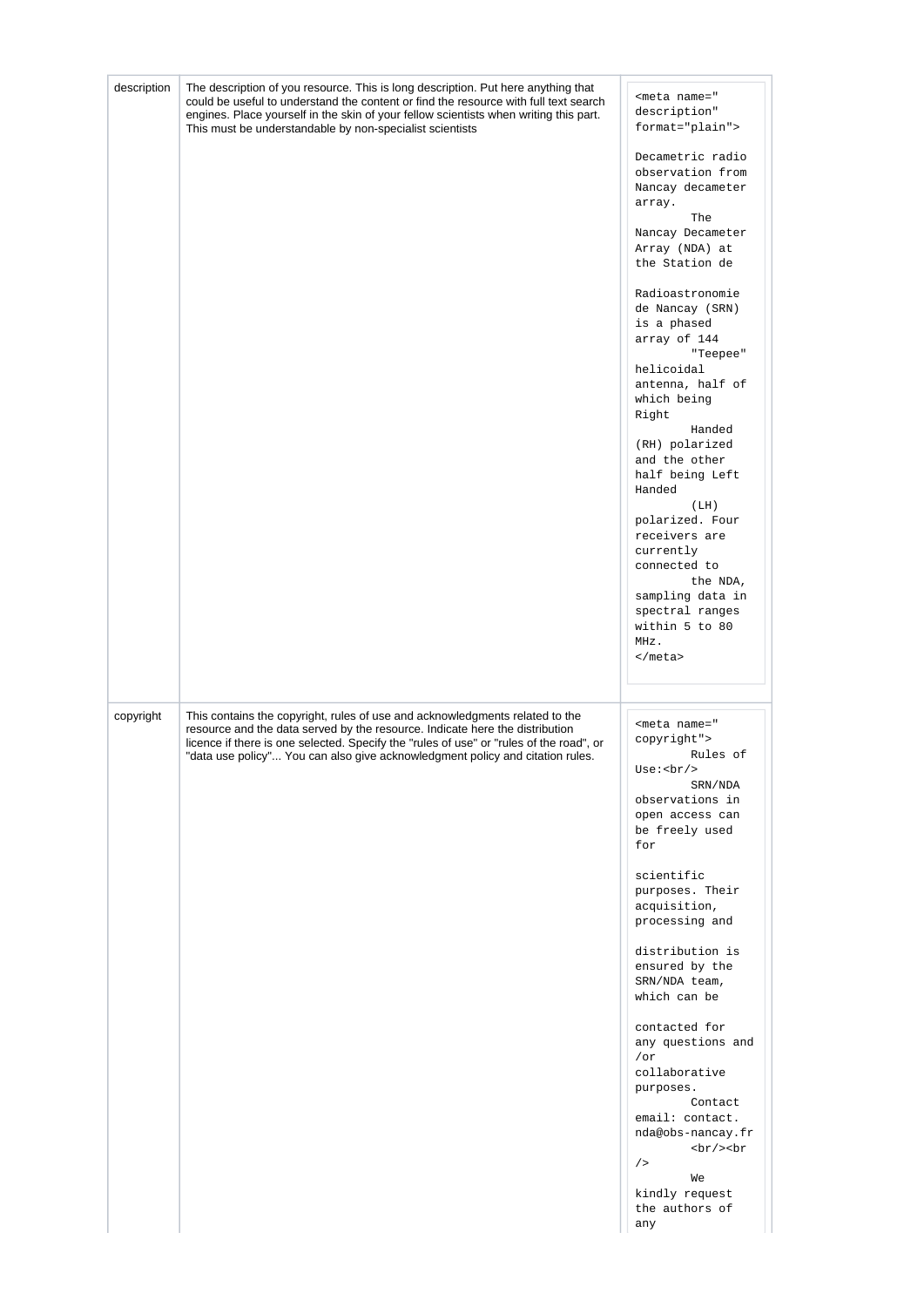| | | |
|---|---|---|
| description | The description of you resource. This is long description. Put here anything that could be useful to understand the content or find the resource with full text search engines. Place yourself in the skin of your fellow scientists when writing this part. This must be understandable by non-specialist scientists | `<meta name="description" format="plain">` Decametric radio observation from Nancay decameter array. The Nancay Decameter Array (NDA) at the Station de Radioastronomie de Nancay (SRN) is a phased array of 144 "Teepee" helicoidal antenna, half of which being Right Handed (RH) polarized and the other half being Left Handed (LH) polarized. Four receivers are currently connected to the NDA, sampling data in spectral ranges within 5 to 80 MHz. `</meta>` |
| copyright | This contains the copyright, rules of use and acknowledgments related to the resource and the data served by the resource. Indicate here the distribution licence if there is one selected. Specify the "rules of use" or "rules of the road", or "data use policy"... You can also give acknowledgment policy and citation rules. | `<meta name="copyright">` Rules of Use:`<br/>` SRN/NDA observations in open access can be freely used for scientific purposes. Their acquisition, processing and distribution is ensured by the SRN/NDA team, which can be contacted for any questions and/or collaborative purposes. Contact email: contact.nda@obs-nancay.fr `<br/><br/>` We kindly request the authors of any |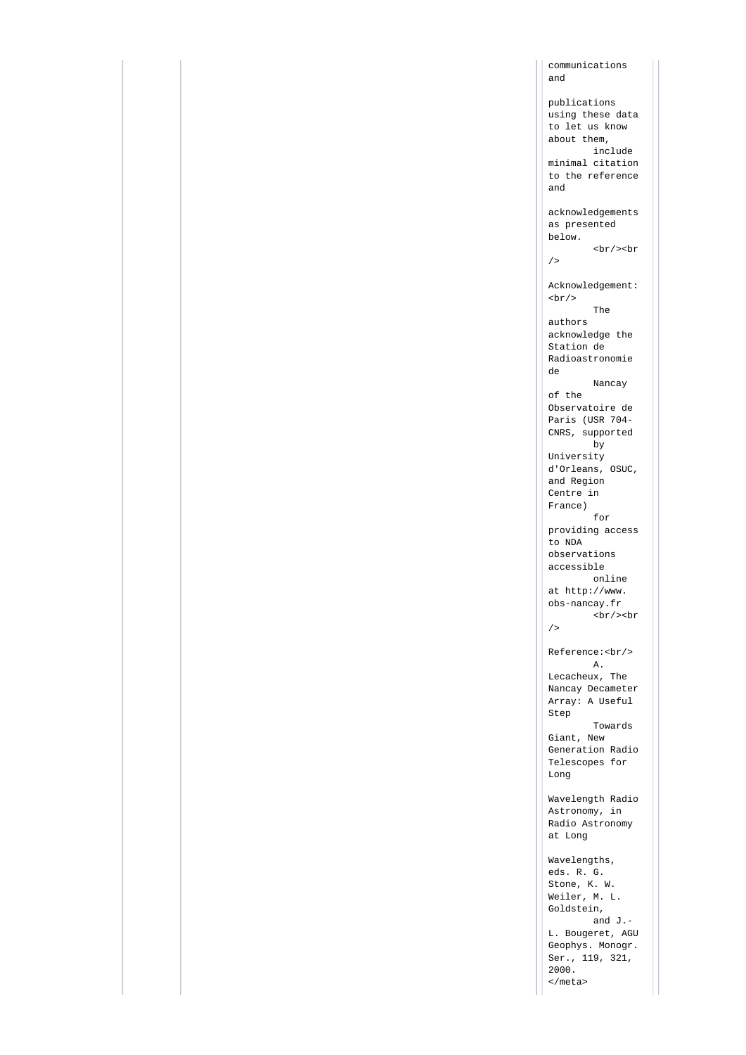communications and

publications using these data to let us know about them, include minimal citation to the reference and

acknowledgements as presented below. <br/><br />

Acknowledgement: <br/> The authors acknowledge the Station de Radioastronomie de Nancay of the Observatoire de Paris (USR 704-CNRS, supported by University d'Orleans, OSUC, and Region Centre in France) for providing access to NDA observations accessible online at http://www. obs-nancay.fr <br/><br />

Reference:<br/> A. Lecacheux, The Nancay Decameter Array: A Useful Step Towards Giant, New Generation Radio Telescopes for Long

Wavelength Radio Astronomy, in Radio Astronomy at Long

Wavelengths, eds. R. G. Stone, K. W. Weiler, M. L. Goldstein, and J.-L. Bougeret, AGU Geophys. Monogr. Ser., 119, 321, 2000.
</meta>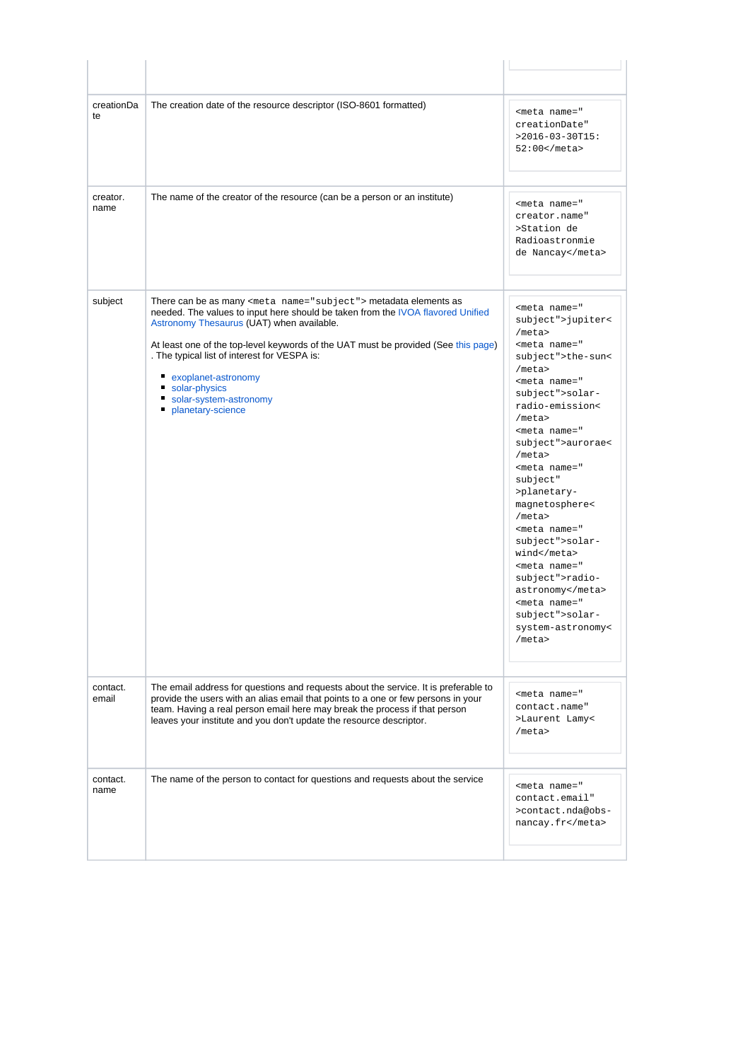| | | |
|---|---|---|
| creationDate | The creation date of the resource descriptor (ISO-8601 formatted) | `<meta name="creationDate">2016-03-30T15:52:00</meta>` |
| creator.name | The name of the creator of the resource (can be a person or an institute) | `<meta name="creator.name">Station de Radioastronmie de Nancay</meta>` |
| subject | There can be as many `<meta name="subject">` metadata elements as needed. The values to input here should be taken from the IVOA flavored Unified Astronomy Thesaurus (UAT) when available.<br><br>At least one of the top-level keywords of the UAT must be provided (See this page) . The typical list of interest for VESPA is:<br><br>- exoplanet-astronomy<br>- solar-physics<br>- solar-system-astronomy<br>- planetary-science | `<meta name="subject">jupiter</meta>` `<meta name="subject">the-sun</meta>` `<meta name="subject">solar-radio-emission</meta>` `<meta name="subject">aurorae</meta>` `<meta name="subject">planetary-magnetosphere</meta>` `<meta name="subject">solar-wind</meta>` `<meta name="subject">radio-astronomy</meta>` `<meta name="subject">solar-system-astronomy</meta>` |
| contact.email | The email address for questions and requests about the service. It is preferable to provide the users with an alias email that points to a one or few persons in your team. Having a real person email here may break the process if that person leaves your institute and you don't update the resource descriptor. | `<meta name="contact.name">Laurent Lamy</meta>` |
| contact.name | The name of the person to contact for questions and requests about the service | `<meta name="contact.email">contact.nda@obs-nancay.fr</meta>` |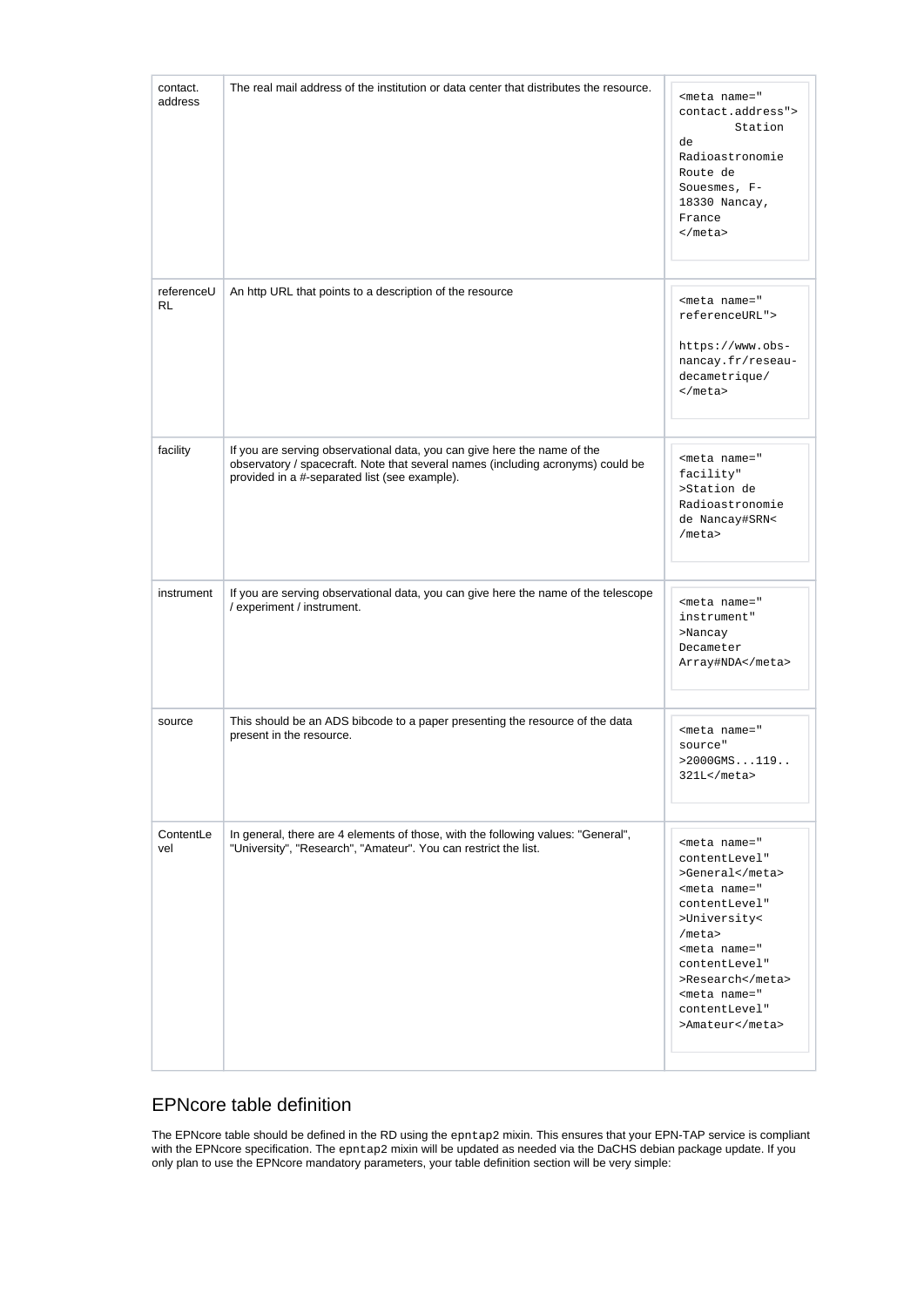| contact.address | The real mail address of the institution or data center that distributes the resource. | `<meta name="contact.address"> Station de Radioastronomie Route de Souesmes, F-18330 Nancay, France </meta>` |
|---|---|---|
| referenceURL | An http URL that points to a description of the resource | `<meta name="referenceURL"> https://www.obs-nancay.fr/reseau-decametrique/ </meta>` |
| facility | If you are serving observational data, you can give here the name of the observatory / spacecraft. Note that several names (including acronyms) could be provided in a #-separated list (see example). | `<meta name="facility">Station de Radioastronomie de Nancay#SRN</meta>` |
| instrument | If you are serving observational data, you can give here the name of the telescope / experiment / instrument. | `<meta name="instrument">Nancay Decameter Array#NDA</meta>` |
| source | This should be an ADS bibcode to a paper presenting the resource of the data present in the resource. | `<meta name="source">2000GMS...119..321L</meta>` |
| ContentLevel | In general, there are 4 elements of those, with the following values: "General", "University", "Research", "Amateur". You can restrict the list. | `<meta name="contentLevel">General</meta> <meta name="contentLevel">University</meta> <meta name="contentLevel">Research</meta> <meta name="contentLevel">Amateur</meta>` |

## EPNcore table definition

The EPNcore table should be defined in the RD using the `epntap2` mixin. This ensures that your EPN-TAP service is compliant with the EPNcore specification. The `epntap2` mixin will be updated as needed via the DaCHS debian package update. If you only plan to use the EPNcore mandatory parameters, your table definition section will be very simple: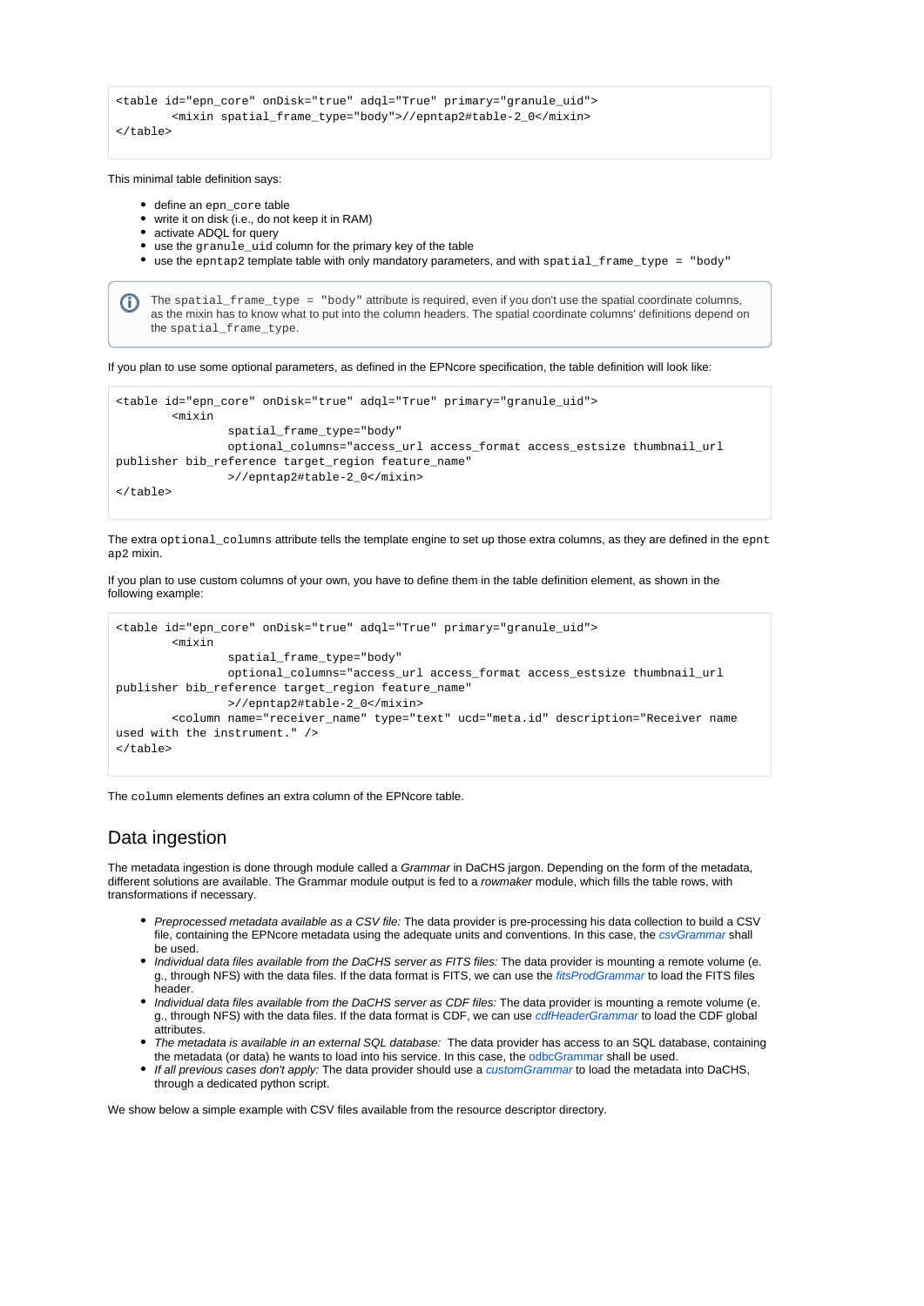```
<table id="epn_core" onDisk="true" adql="True" primary="granule_uid">
        <mixin spatial_frame_type="body">//epntap2#table-2_0</mixin>
</table>
```

This minimal table definition says:

- define an `epn_core` table
- write it on disk (i.e., do not keep it in RAM)
- activate ADQL for query
- use the `granule_uid` column for the primary key of the table
- use the `epntap2` template table with only mandatory parameters, and with `spatial_frame_type = "body"`

> The `spatial_frame_type = "body"` attribute is required, even if you don't use the spatial coordinate columns, as the mixin has to know what to put into the column headers. The spatial coordinate columns' definitions depend on the `spatial_frame_type`.

If you plan to use some optional parameters, as defined in the EPNcore specification, the table definition will look like:

```
<table id="epn_core" onDisk="true" adql="True" primary="granule_uid">
        <mixin
                spatial_frame_type="body"
                optional_columns="access_url access_format access_estsize thumbnail_url
publisher bib_reference target_region feature_name"
                >//epntap2#table-2_0</mixin>
</table>
```

The extra `optional_columns` attribute tells the template engine to set up those extra columns, as they are defined in the `epntap2` mixin.

If you plan to use custom columns of your own, you have to define them in the table definition element, as shown in the following example:

```
<table id="epn_core" onDisk="true" adql="True" primary="granule_uid">
        <mixin
                spatial_frame_type="body"
                optional_columns="access_url access_format access_estsize thumbnail_url
publisher bib_reference target_region feature_name"
                >//epntap2#table-2_0</mixin>
        <column name="receiver_name" type="text" ucd="meta.id" description="Receiver name
used with the instrument." />
</table>
```

The `column` elements defines an extra column of the EPNcore table.

## Data ingestion

The metadata ingestion is done through module called a *Grammar* in DaCHS jargon. Depending on the form of the metadata, different solutions are available. The Grammar module output is fed to a *rowmaker* module, which fills the table rows, with transformations if necessary.

- *Preprocessed metadata available as a CSV file:* The data provider is pre-processing his data collection to build a CSV file, containing the EPNcore metadata using the adequate units and conventions. In this case, the *csvGrammar* shall be used.
- *Individual data files available from the DaCHS server as FITS files:* The data provider is mounting a remote volume (e.g., through NFS) with the data files. If the data format is FITS, we can use the *fitsProdGrammar* to load the FITS files header.
- *Individual data files available from the DaCHS server as CDF files:* The data provider is mounting a remote volume (e.g., through NFS) with the data files. If the data format is CDF, we can use *cdfHeaderGrammar* to load the CDF global attributes.
- *The metadata is available in an external SQL database:* The data provider has access to an SQL database, containing the metadata (or data) he wants to load into his service. In this case, the odbcGrammar shall be used.
- *If all previous cases don't apply:* The data provider should use a *customGrammar* to load the metadata into DaCHS, through a dedicated python script.

We show below a simple example with CSV files available from the resource descriptor directory.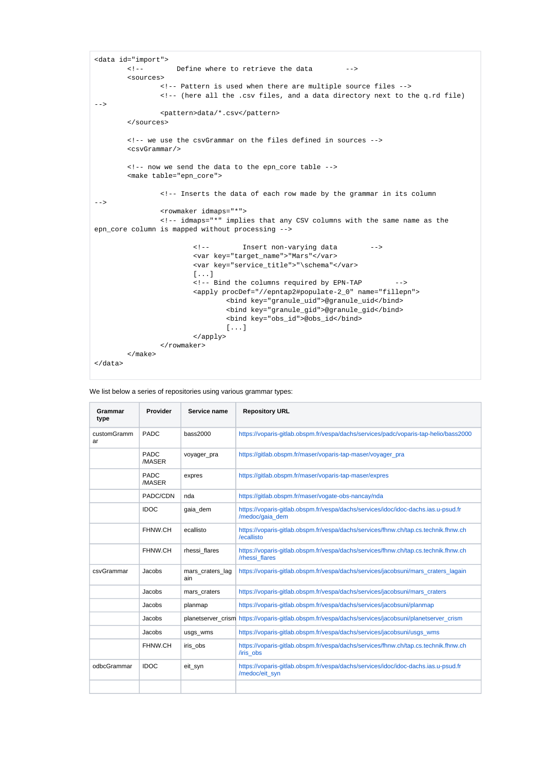```
<data id="import">
        <!--        Define where to retrieve the data        -->
        <sources>
                <!-- Pattern is used when there are multiple source files -->
                <!-- (here all the .csv files, and a data directory next to the q.rd file)
-->
                <pattern>data/*.csv</pattern>
        </sources>

        <!-- we use the csvGrammar on the files defined in sources -->
        <csvGrammar/>

        <!-- now we send the data to the epn_core table -->
        <make table="epn_core">

                <!-- Inserts the data of each row made by the grammar in its column
-->
                <rowmaker idmaps="*">
                <!-- idmaps="*" implies that any CSV columns with the same name as the
epn_core column is mapped without processing -->

                        <!--        Insert non-varying data        -->
                        <var key="target_name">"Mars"</var>
                        <var key="service_title">"\schema"</var>
                        [...]
                        <!-- Bind the columns required by EPN-TAP        -->
                        <apply procDef="//epntap2#populate-2_0" name="fillepn">
                                <bind key="granule_uid">@granule_uid</bind>
                                <bind key="granule_gid">@granule_gid</bind>
                                <bind key="obs_id">@obs_id</bind>
                                [...]
                        </apply>
                </rowmaker>
        </make>
</data>
```

We list below a series of repositories using various grammar types:

| Grammar type | Provider | Service name | Repository URL |
|---|---|---|---|
| customGrammar | PADC | bass2000 | https://voparis-gitlab.obspm.fr/vespa/dachs/services/padc/voparis-tap-helio/bass2000 |
| | PADC /MASER | voyager_pra | https://gitlab.obspm.fr/maser/voparis-tap-maser/voyager_pra |
| | PADC /MASER | expres | https://gitlab.obspm.fr/maser/voparis-tap-maser/expres |
| | PADC/CDN | nda | https://gitlab.obspm.fr/maser/vogate-obs-nancay/nda |
| | IDOC | gaia_dem | https://voparis-gitlab.obspm.fr/vespa/dachs/services/idoc/idoc-dachs.ias.u-psud.fr/medoc/gaia_dem |
| | FHNW.CH | ecallisto | https://voparis-gitlab.obspm.fr/vespa/dachs/services/fhnw.ch/tap.cs.technik.fhnw.ch/ecallisto |
| | FHNW.CH | rhessi_flares | https://voparis-gitlab.obspm.fr/vespa/dachs/services/fhnw.ch/tap.cs.technik.fhnw.ch/rhessi_flares |
| csvGrammar | Jacobs | mars_craters_lagain | https://voparis-gitlab.obspm.fr/vespa/dachs/services/jacobsuni/mars_craters_lagain |
| | Jacobs | mars_craters | https://voparis-gitlab.obspm.fr/vespa/dachs/services/jacobsuni/mars_craters |
| | Jacobs | planmap | https://voparis-gitlab.obspm.fr/vespa/dachs/services/jacobsuni/planmap |
| | Jacobs | planetserver_crism | https://voparis-gitlab.obspm.fr/vespa/dachs/services/jacobsuni/planetserver_crism |
| | Jacobs | usgs_wms | https://voparis-gitlab.obspm.fr/vespa/dachs/services/jacobsuni/usgs_wms |
| | FHNW.CH | iris_obs | https://voparis-gitlab.obspm.fr/vespa/dachs/services/fhnw.ch/tap.cs.technik.fhnw.ch/iris_obs |
| odbcGrammar | IDOC | eit_syn | https://voparis-gitlab.obspm.fr/vespa/dachs/services/idoc/idoc-dachs.ias.u-psud.fr/medoc/eit_syn |
| | | | |